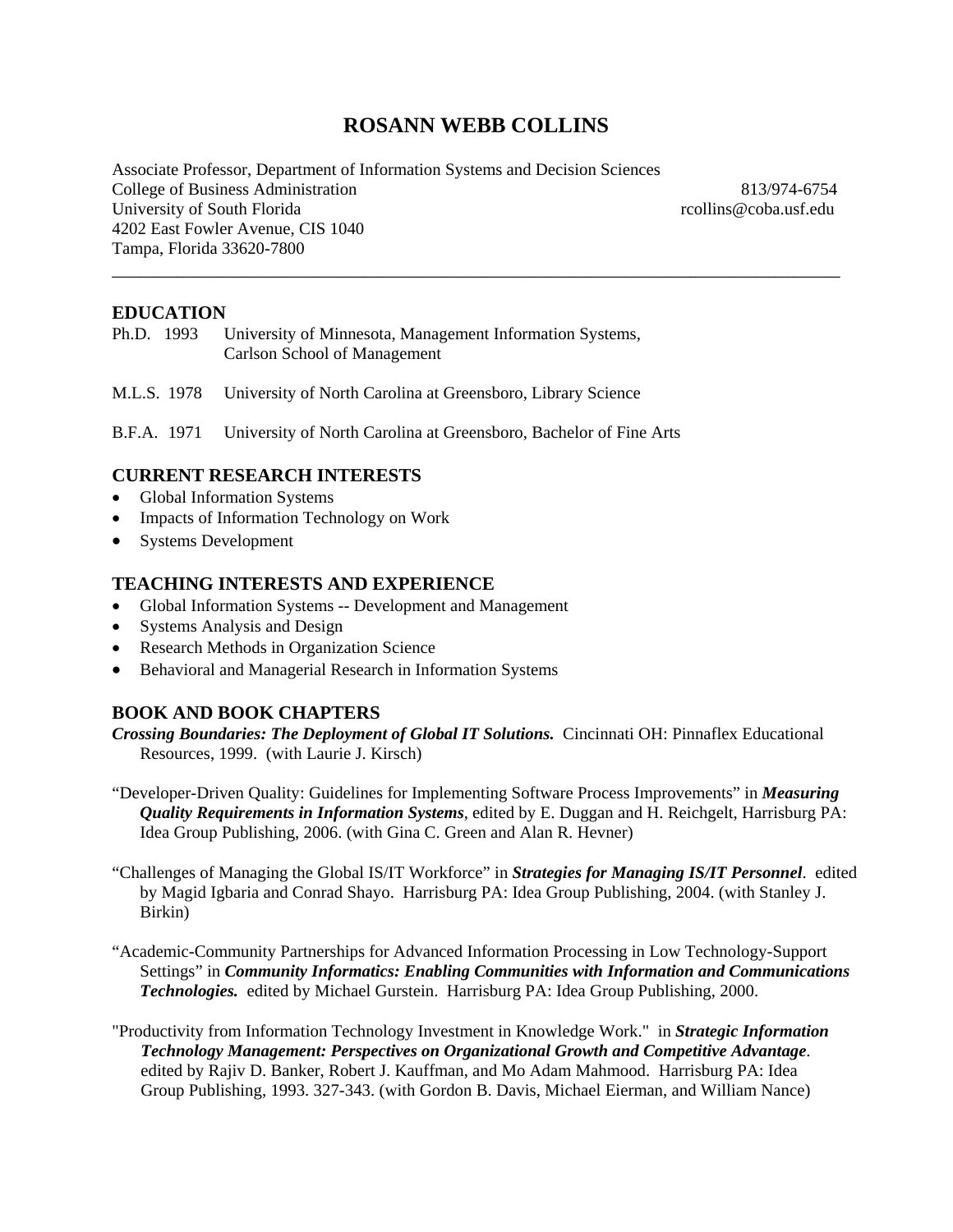# ROSANN WEBB COLLINS

Associate Professor, Department of Information Systems and Decision Sciences
College of Business Administration — 813/974-6754
University of South Florida — rcollins@coba.usf.edu
4202 East Fowler Avenue, CIS 1040
Tampa, Florida 33620-7800

---

## EDUCATION

Ph.D. 1993 — University of Minnesota, Management Information Systems, Carlson School of Management

M.L.S. 1978 — University of North Carolina at Greensboro, Library Science

B.F.A. 1971 — University of North Carolina at Greensboro, Bachelor of Fine Arts

## CURRENT RESEARCH INTERESTS

- Global Information Systems
- Impacts of Information Technology on Work
- Systems Development

## TEACHING INTERESTS AND EXPERIENCE

- Global Information Systems -- Development and Management
- Systems Analysis and Design
- Research Methods in Organization Science
- Behavioral and Managerial Research in Information Systems

## BOOK AND BOOK CHAPTERS

***Crossing Boundaries: The Deployment of Global IT Solutions.*** Cincinnati OH: Pinnaflex Educational Resources, 1999. (with Laurie J. Kirsch)

"Developer-Driven Quality: Guidelines for Implementing Software Process Improvements" in ***Measuring Quality Requirements in Information Systems***, edited by E. Duggan and H. Reichgelt, Harrisburg PA: Idea Group Publishing, 2006. (with Gina C. Green and Alan R. Hevner)

"Challenges of Managing the Global IS/IT Workforce" in ***Strategies for Managing IS/IT Personnel***. edited by Magid Igbaria and Conrad Shayo. Harrisburg PA: Idea Group Publishing, 2004. (with Stanley J. Birkin)

"Academic-Community Partnerships for Advanced Information Processing in Low Technology-Support Settings" in ***Community Informatics: Enabling Communities with Information and Communications Technologies.*** edited by Michael Gurstein. Harrisburg PA: Idea Group Publishing, 2000.

"Productivity from Information Technology Investment in Knowledge Work." in ***Strategic Information Technology Management: Perspectives on Organizational Growth and Competitive Advantage***. edited by Rajiv D. Banker, Robert J. Kauffman, and Mo Adam Mahmood. Harrisburg PA: Idea Group Publishing, 1993. 327-343. (with Gordon B. Davis, Michael Eierman, and William Nance)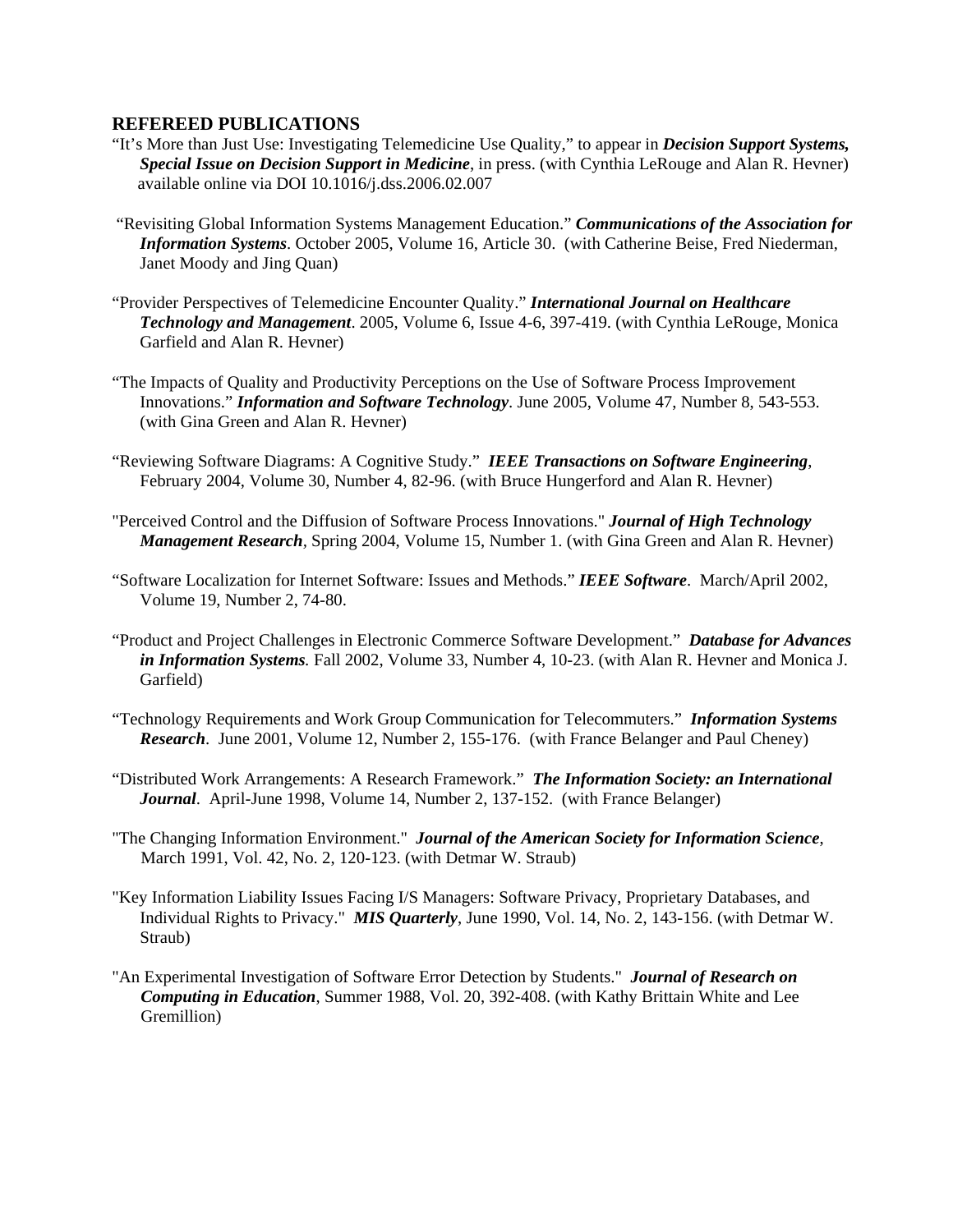## REFEREED PUBLICATIONS

"It's More than Just Use: Investigating Telemedicine Use Quality," to appear in ***Decision Support Systems, Special Issue on Decision Support in Medicine***, in press. (with Cynthia LeRouge and Alan R. Hevner) available online via DOI 10.1016/j.dss.2006.02.007

"Revisiting Global Information Systems Management Education." ***Communications of the Association for Information Systems***. October 2005, Volume 16, Article 30. (with Catherine Beise, Fred Niederman, Janet Moody and Jing Quan)

"Provider Perspectives of Telemedicine Encounter Quality." ***International Journal on Healthcare Technology and Management***. 2005, Volume 6, Issue 4-6, 397-419. (with Cynthia LeRouge, Monica Garfield and Alan R. Hevner)

"The Impacts of Quality and Productivity Perceptions on the Use of Software Process Improvement Innovations." ***Information and Software Technology***. June 2005, Volume 47, Number 8, 543-553. (with Gina Green and Alan R. Hevner)

"Reviewing Software Diagrams: A Cognitive Study." ***IEEE Transactions on Software Engineering***, February 2004, Volume 30, Number 4, 82-96. (with Bruce Hungerford and Alan R. Hevner)

"Perceived Control and the Diffusion of Software Process Innovations." ***Journal of High Technology Management Research***, Spring 2004, Volume 15, Number 1. (with Gina Green and Alan R. Hevner)

"Software Localization for Internet Software: Issues and Methods." ***IEEE Software***. March/April 2002, Volume 19, Number 2, 74-80.

"Product and Project Challenges in Electronic Commerce Software Development." ***Database for Advances in Information Systems***. Fall 2002, Volume 33, Number 4, 10-23. (with Alan R. Hevner and Monica J. Garfield)

"Technology Requirements and Work Group Communication for Telecommuters." ***Information Systems Research***. June 2001, Volume 12, Number 2, 155-176. (with France Belanger and Paul Cheney)

"Distributed Work Arrangements: A Research Framework." ***The Information Society: an International Journal***. April-June 1998, Volume 14, Number 2, 137-152. (with France Belanger)

"The Changing Information Environment." ***Journal of the American Society for Information Science***, March 1991, Vol. 42, No. 2, 120-123. (with Detmar W. Straub)

"Key Information Liability Issues Facing I/S Managers: Software Privacy, Proprietary Databases, and Individual Rights to Privacy." ***MIS Quarterly***, June 1990, Vol. 14, No. 2, 143-156. (with Detmar W. Straub)

"An Experimental Investigation of Software Error Detection by Students." ***Journal of Research on Computing in Education***, Summer 1988, Vol. 20, 392-408. (with Kathy Brittain White and Lee Gremillion)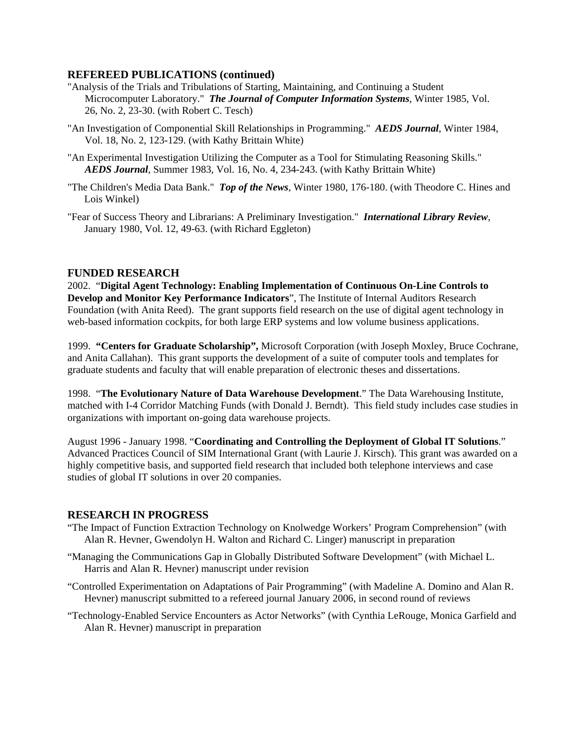## REFEREED PUBLICATIONS (continued)

"Analysis of the Trials and Tribulations of Starting, Maintaining, and Continuing a Student Microcomputer Laboratory." ***The Journal of Computer Information Systems***, Winter 1985, Vol. 26, No. 2, 23-30. (with Robert C. Tesch)

"An Investigation of Componential Skill Relationships in Programming." ***AEDS Journal***, Winter 1984, Vol. 18, No. 2, 123-129. (with Kathy Brittain White)

"An Experimental Investigation Utilizing the Computer as a Tool for Stimulating Reasoning Skills." ***AEDS Journal***, Summer 1983, Vol. 16, No. 4, 234-243. (with Kathy Brittain White)

"The Children's Media Data Bank." ***Top of the News***, Winter 1980, 176-180. (with Theodore C. Hines and Lois Winkel)

"Fear of Success Theory and Librarians: A Preliminary Investigation." ***International Library Review***, January 1980, Vol. 12, 49-63. (with Richard Eggleton)

## FUNDED RESEARCH

2002. "**Digital Agent Technology: Enabling Implementation of Continuous On-Line Controls to Develop and Monitor Key Performance Indicators**", The Institute of Internal Auditors Research Foundation (with Anita Reed). The grant supports field research on the use of digital agent technology in web-based information cockpits, for both large ERP systems and low volume business applications.

1999. **"Centers for Graduate Scholarship",** Microsoft Corporation (with Joseph Moxley, Bruce Cochrane, and Anita Callahan). This grant supports the development of a suite of computer tools and templates for graduate students and faculty that will enable preparation of electronic theses and dissertations.

1998. "**The Evolutionary Nature of Data Warehouse Development**." The Data Warehousing Institute, matched with I-4 Corridor Matching Funds (with Donald J. Berndt). This field study includes case studies in organizations with important on-going data warehouse projects.

August 1996 - January 1998. "**Coordinating and Controlling the Deployment of Global IT Solutions**." Advanced Practices Council of SIM International Grant (with Laurie J. Kirsch). This grant was awarded on a highly competitive basis, and supported field research that included both telephone interviews and case studies of global IT solutions in over 20 companies.

## RESEARCH IN PROGRESS

"The Impact of Function Extraction Technology on Knolwedge Workers' Program Comprehension" (with Alan R. Hevner, Gwendolyn H. Walton and Richard C. Linger) manuscript in preparation

"Managing the Communications Gap in Globally Distributed Software Development" (with Michael L. Harris and Alan R. Hevner) manuscript under revision

"Controlled Experimentation on Adaptations of Pair Programming" (with Madeline A. Domino and Alan R. Hevner) manuscript submitted to a refereed journal January 2006, in second round of reviews

"Technology-Enabled Service Encounters as Actor Networks" (with Cynthia LeRouge, Monica Garfield and Alan R. Hevner) manuscript in preparation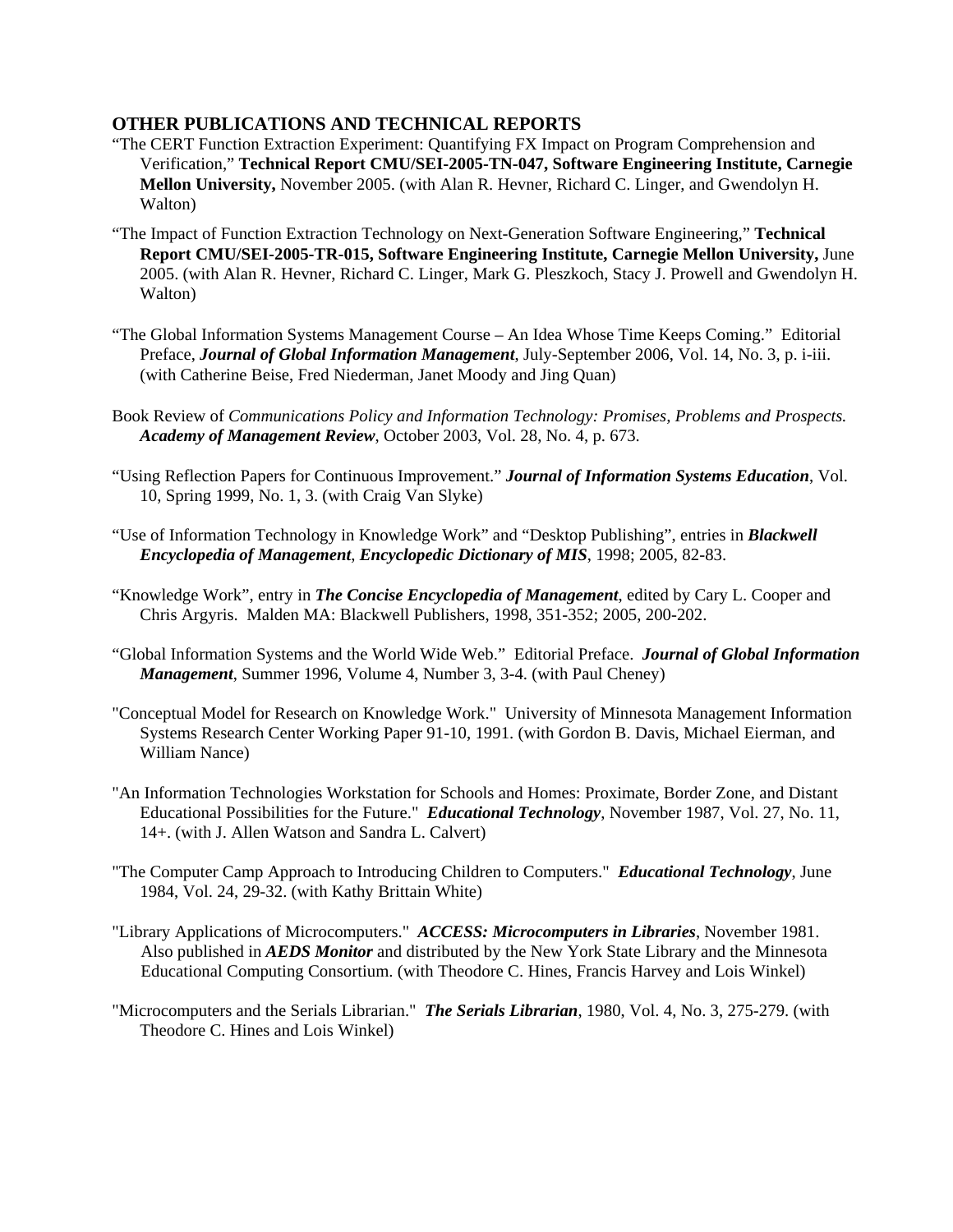## OTHER PUBLICATIONS AND TECHNICAL REPORTS

"The CERT Function Extraction Experiment: Quantifying FX Impact on Program Comprehension and Verification," **Technical Report CMU/SEI-2005-TN-047, Software Engineering Institute, Carnegie Mellon University,** November 2005. (with Alan R. Hevner, Richard C. Linger, and Gwendolyn H. Walton)

"The Impact of Function Extraction Technology on Next-Generation Software Engineering," **Technical Report CMU/SEI-2005-TR-015, Software Engineering Institute, Carnegie Mellon University,** June 2005. (with Alan R. Hevner, Richard C. Linger, Mark G. Pleszkoch, Stacy J. Prowell and Gwendolyn H. Walton)

"The Global Information Systems Management Course – An Idea Whose Time Keeps Coming." Editorial Preface, ***Journal of Global Information Management***, July-September 2006, Vol. 14, No. 3, p. i-iii. (with Catherine Beise, Fred Niederman, Janet Moody and Jing Quan)

Book Review of *Communications Policy and Information Technology: Promises, Problems and Prospects.* ***Academy of Management Review***, October 2003, Vol. 28, No. 4, p. 673.

"Using Reflection Papers for Continuous Improvement." ***Journal of Information Systems Education***, Vol. 10, Spring 1999, No. 1, 3. (with Craig Van Slyke)

"Use of Information Technology in Knowledge Work" and "Desktop Publishing", entries in ***Blackwell Encyclopedia of Management***, ***Encyclopedic Dictionary of MIS***, 1998; 2005, 82-83.

"Knowledge Work", entry in ***The Concise Encyclopedia of Management***, edited by Cary L. Cooper and Chris Argyris. Malden MA: Blackwell Publishers, 1998, 351-352; 2005, 200-202.

"Global Information Systems and the World Wide Web." Editorial Preface. ***Journal of Global Information Management***, Summer 1996, Volume 4, Number 3, 3-4. (with Paul Cheney)

"Conceptual Model for Research on Knowledge Work." University of Minnesota Management Information Systems Research Center Working Paper 91-10, 1991. (with Gordon B. Davis, Michael Eierman, and William Nance)

"An Information Technologies Workstation for Schools and Homes: Proximate, Border Zone, and Distant Educational Possibilities for the Future." ***Educational Technology***, November 1987, Vol. 27, No. 11, 14+. (with J. Allen Watson and Sandra L. Calvert)

"The Computer Camp Approach to Introducing Children to Computers." ***Educational Technology***, June 1984, Vol. 24, 29-32. (with Kathy Brittain White)

"Library Applications of Microcomputers." ***ACCESS: Microcomputers in Libraries***, November 1981. Also published in ***AEDS Monitor*** and distributed by the New York State Library and the Minnesota Educational Computing Consortium. (with Theodore C. Hines, Francis Harvey and Lois Winkel)

"Microcomputers and the Serials Librarian." ***The Serials Librarian***, 1980, Vol. 4, No. 3, 275-279. (with Theodore C. Hines and Lois Winkel)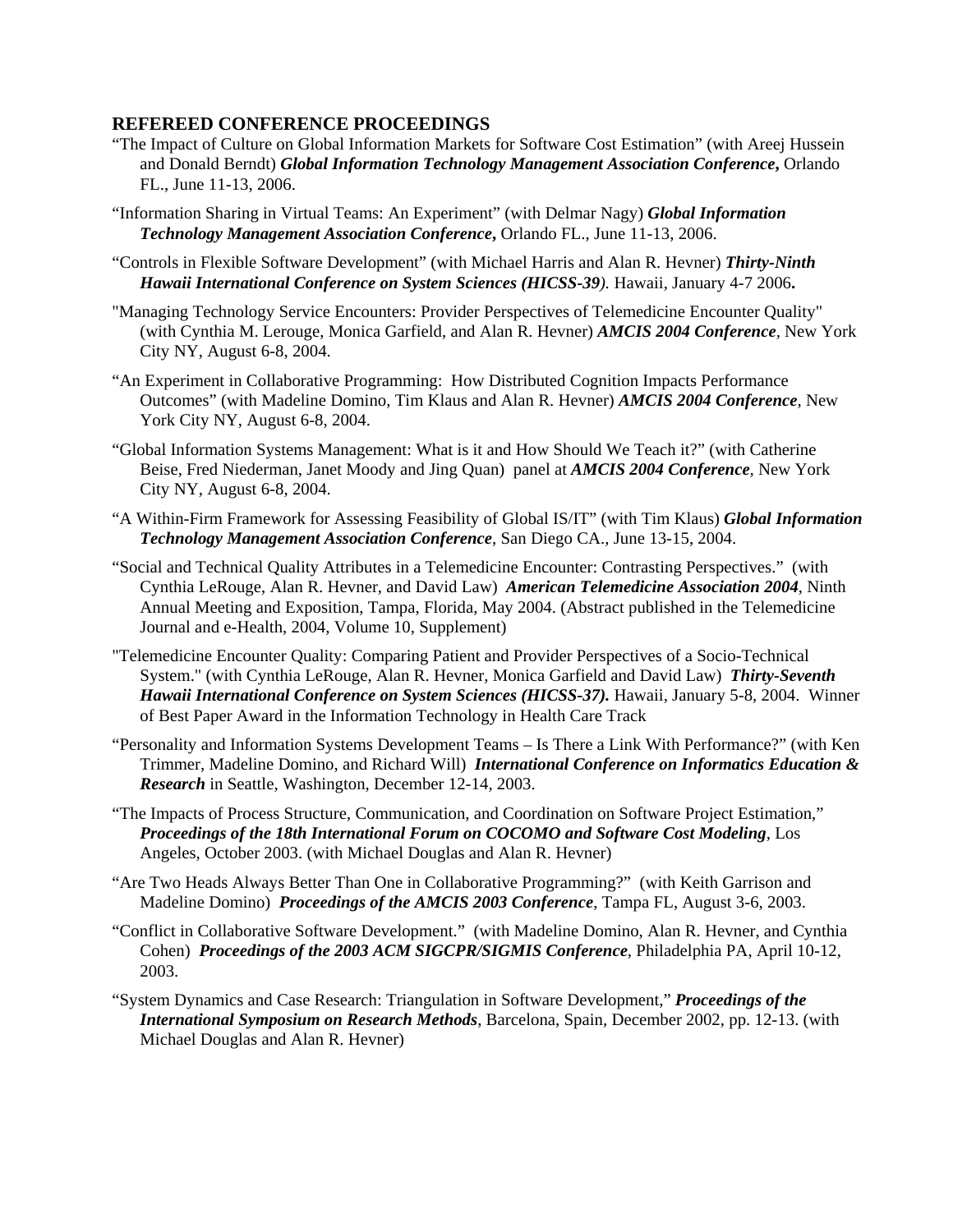## REFEREED CONFERENCE PROCEEDINGS

"The Impact of Culture on Global Information Markets for Software Cost Estimation" (with Areej Hussein and Donald Berndt) ***Global Information Technology Management Association Conference*,** Orlando FL., June 11-13, 2006.

"Information Sharing in Virtual Teams: An Experiment" (with Delmar Nagy) ***Global Information Technology Management Association Conference*,** Orlando FL., June 11-13, 2006.

"Controls in Flexible Software Development" (with Michael Harris and Alan R. Hevner) ***Thirty-Ninth Hawaii International Conference on System Sciences (HICSS-39)*.** Hawaii, January 4-7 2006**.**

"Managing Technology Service Encounters: Provider Perspectives of Telemedicine Encounter Quality" (with Cynthia M. Lerouge, Monica Garfield, and Alan R. Hevner) ***AMCIS 2004 Conference***, New York City NY, August 6-8, 2004.

"An Experiment in Collaborative Programming: How Distributed Cognition Impacts Performance Outcomes" (with Madeline Domino, Tim Klaus and Alan R. Hevner) ***AMCIS 2004 Conference***, New York City NY, August 6-8, 2004.

"Global Information Systems Management: What is it and How Should We Teach it?" (with Catherine Beise, Fred Niederman, Janet Moody and Jing Quan) panel at ***AMCIS 2004 Conference***, New York City NY, August 6-8, 2004.

"A Within-Firm Framework for Assessing Feasibility of Global IS/IT" (with Tim Klaus) ***Global Information Technology Management Association Conference***, San Diego CA., June 13-15, 2004.

"Social and Technical Quality Attributes in a Telemedicine Encounter: Contrasting Perspectives." (with Cynthia LeRouge, Alan R. Hevner, and David Law) ***American Telemedicine Association 2004***, Ninth Annual Meeting and Exposition, Tampa, Florida, May 2004. (Abstract published in the Telemedicine Journal and e-Health, 2004, Volume 10, Supplement)

"Telemedicine Encounter Quality: Comparing Patient and Provider Perspectives of a Socio-Technical System." (with Cynthia LeRouge, Alan R. Hevner, Monica Garfield and David Law) ***Thirty-Seventh Hawaii International Conference on System Sciences (HICSS-37).*** Hawaii, January 5-8, 2004. Winner of Best Paper Award in the Information Technology in Health Care Track

"Personality and Information Systems Development Teams – Is There a Link With Performance?" (with Ken Trimmer, Madeline Domino, and Richard Will) ***International Conference on Informatics Education & Research*** in Seattle, Washington, December 12-14, 2003.

"The Impacts of Process Structure, Communication, and Coordination on Software Project Estimation," ***Proceedings of the 18th International Forum on COCOMO and Software Cost Modeling***, Los Angeles, October 2003. (with Michael Douglas and Alan R. Hevner)

"Are Two Heads Always Better Than One in Collaborative Programming?" (with Keith Garrison and Madeline Domino) ***Proceedings of the AMCIS 2003 Conference***, Tampa FL, August 3-6, 2003.

"Conflict in Collaborative Software Development." (with Madeline Domino, Alan R. Hevner, and Cynthia Cohen) ***Proceedings of the 2003 ACM SIGCPR/SIGMIS Conference***, Philadelphia PA, April 10-12, 2003.

"System Dynamics and Case Research: Triangulation in Software Development," ***Proceedings of the International Symposium on Research Methods***, Barcelona, Spain, December 2002, pp. 12-13. (with Michael Douglas and Alan R. Hevner)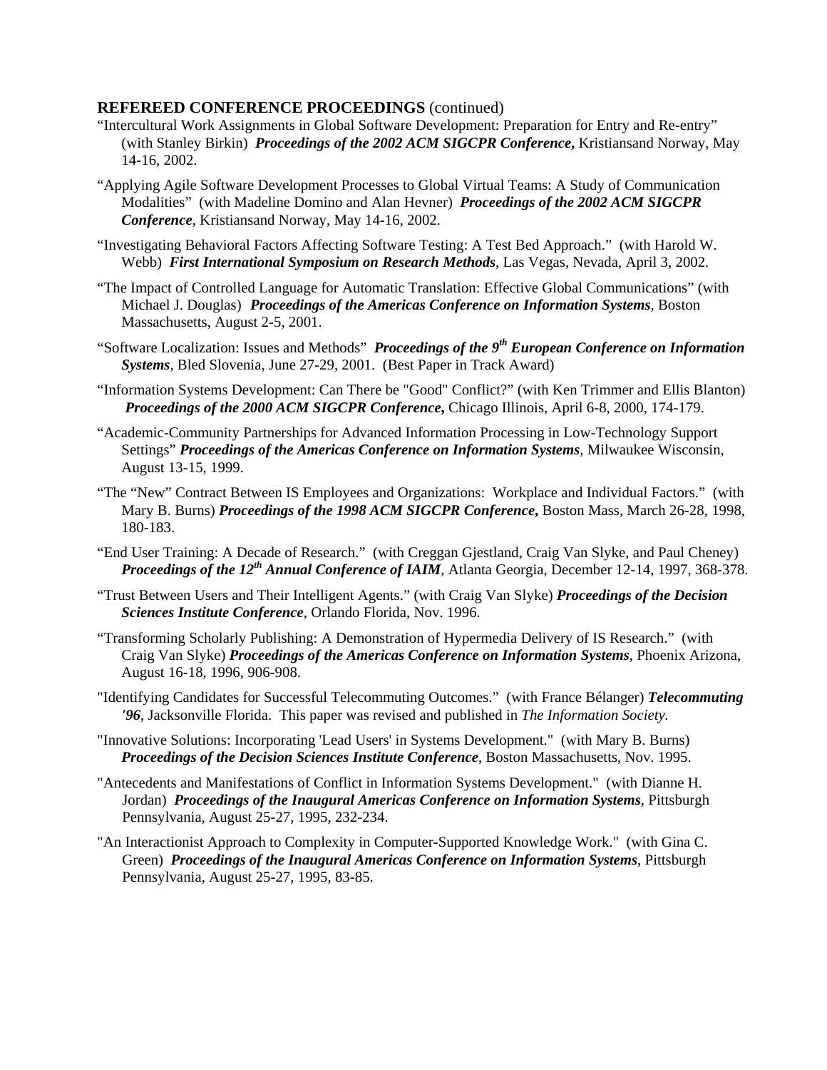**REFEREED CONFERENCE PROCEEDINGS** (continued)

"Intercultural Work Assignments in Global Software Development: Preparation for Entry and Re-entry" (with Stanley Birkin) ***Proceedings of the 2002 ACM SIGCPR Conference*,** Kristiansand Norway, May 14-16, 2002.

"Applying Agile Software Development Processes to Global Virtual Teams: A Study of Communication Modalities" (with Madeline Domino and Alan Hevner) ***Proceedings of the 2002 ACM SIGCPR Conference***, Kristiansand Norway, May 14-16, 2002.

"Investigating Behavioral Factors Affecting Software Testing: A Test Bed Approach." (with Harold W. Webb) ***First International Symposium on Research Methods***, Las Vegas, Nevada, April 3, 2002.

"The Impact of Controlled Language for Automatic Translation: Effective Global Communications" (with Michael J. Douglas) ***Proceedings of the Americas Conference on Information Systems***, Boston Massachusetts, August 2-5, 2001.

"Software Localization: Issues and Methods" ***Proceedings of the 9th European Conference on Information Systems***, Bled Slovenia, June 27-29, 2001. (Best Paper in Track Award)

"Information Systems Development: Can There be "Good" Conflict?" (with Ken Trimmer and Ellis Blanton) ***Proceedings of the 2000 ACM SIGCPR Conference*,** Chicago Illinois, April 6-8, 2000, 174-179.

"Academic-Community Partnerships for Advanced Information Processing in Low-Technology Support Settings" ***Proceedings of the Americas Conference on Information Systems***, Milwaukee Wisconsin, August 13-15, 1999.

"The "New" Contract Between IS Employees and Organizations: Workplace and Individual Factors." (with Mary B. Burns) ***Proceedings of the 1998 ACM SIGCPR Conference*,** Boston Mass, March 26-28, 1998, 180-183.

"End User Training: A Decade of Research." (with Creggan Gjestland, Craig Van Slyke, and Paul Cheney) ***Proceedings of the 12th Annual Conference of IAIM***, Atlanta Georgia, December 12-14, 1997, 368-378.

"Trust Between Users and Their Intelligent Agents." (with Craig Van Slyke) ***Proceedings of the Decision Sciences Institute Conference***, Orlando Florida, Nov. 1996.

"Transforming Scholarly Publishing: A Demonstration of Hypermedia Delivery of IS Research." (with Craig Van Slyke) ***Proceedings of the Americas Conference on Information Systems***, Phoenix Arizona, August 16-18, 1996, 906-908.

"Identifying Candidates for Successful Telecommuting Outcomes." (with France Bélanger) ***Telecommuting '96***, Jacksonville Florida. This paper was revised and published in *The Information Society*.

"Innovative Solutions: Incorporating 'Lead Users' in Systems Development." (with Mary B. Burns) ***Proceedings of the Decision Sciences Institute Conference***, Boston Massachusetts, Nov. 1995.

"Antecedents and Manifestations of Conflict in Information Systems Development." (with Dianne H. Jordan) ***Proceedings of the Inaugural Americas Conference on Information Systems***, Pittsburgh Pennsylvania, August 25-27, 1995, 232-234.

"An Interactionist Approach to Complexity in Computer-Supported Knowledge Work." (with Gina C. Green) ***Proceedings of the Inaugural Americas Conference on Information Systems***, Pittsburgh Pennsylvania, August 25-27, 1995, 83-85.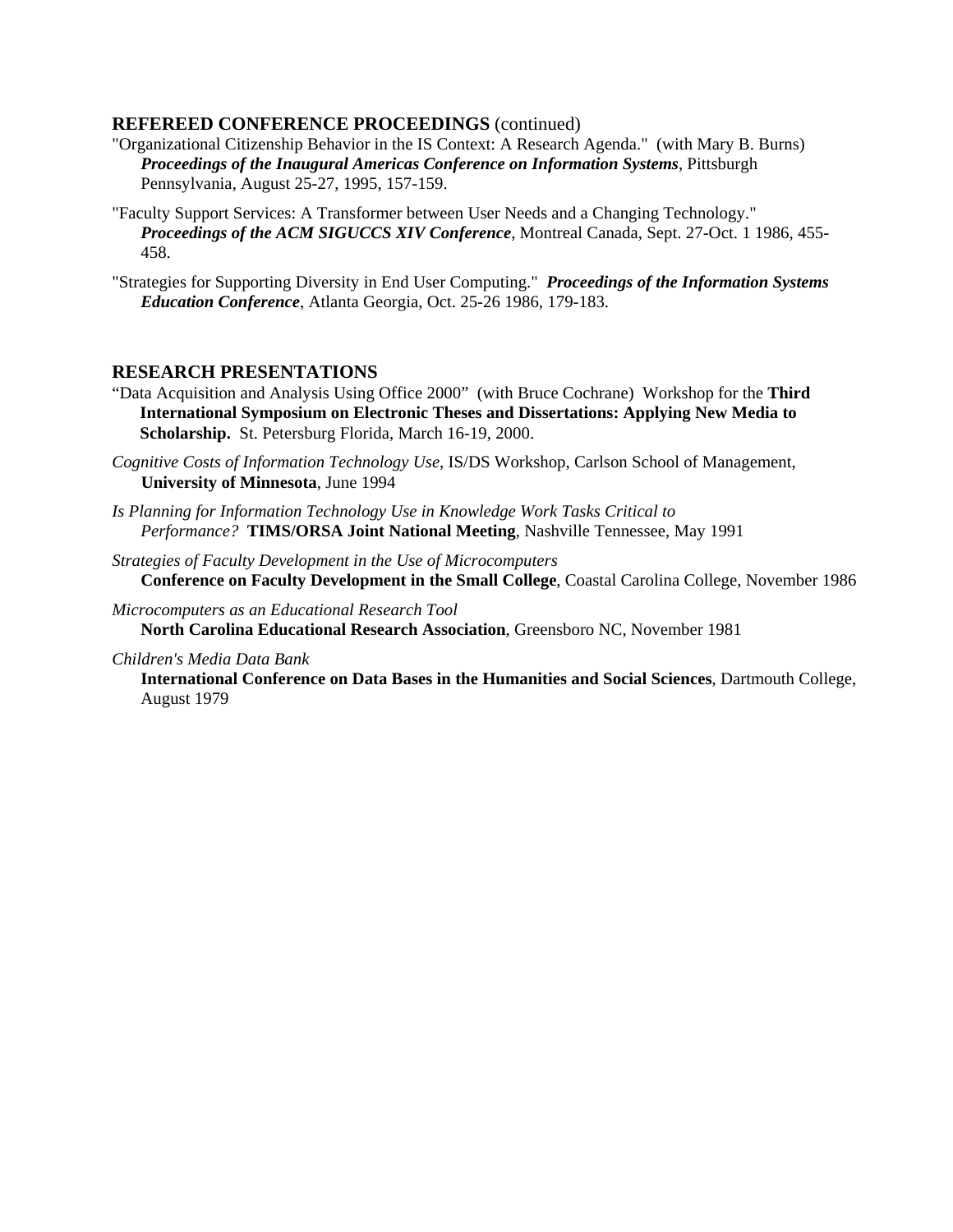## REFEREED CONFERENCE PROCEEDINGS (continued)

"Organizational Citizenship Behavior in the IS Context: A Research Agenda." (with Mary B. Burns) ***Proceedings of the Inaugural Americas Conference on Information Systems***, Pittsburgh Pennsylvania, August 25-27, 1995, 157-159.

"Faculty Support Services: A Transformer between User Needs and a Changing Technology." ***Proceedings of the ACM SIGUCCS XIV Conference***, Montreal Canada, Sept. 27-Oct. 1 1986, 455-458.

"Strategies for Supporting Diversity in End User Computing." ***Proceedings of the Information Systems Education Conference***, Atlanta Georgia, Oct. 25-26 1986, 179-183.

## RESEARCH PRESENTATIONS

"Data Acquisition and Analysis Using Office 2000" (with Bruce Cochrane) Workshop for the **Third International Symposium on Electronic Theses and Dissertations: Applying New Media to Scholarship.** St. Petersburg Florida, March 16-19, 2000.

*Cognitive Costs of Information Technology Use*, IS/DS Workshop, Carlson School of Management, **University of Minnesota**, June 1994

*Is Planning for Information Technology Use in Knowledge Work Tasks Critical to Performance?* **TIMS/ORSA Joint National Meeting**, Nashville Tennessee, May 1991

*Strategies of Faculty Development in the Use of Microcomputers*
**Conference on Faculty Development in the Small College**, Coastal Carolina College, November 1986

*Microcomputers as an Educational Research Tool*
**North Carolina Educational Research Association**, Greensboro NC, November 1981

*Children's Media Data Bank*
**International Conference on Data Bases in the Humanities and Social Sciences**, Dartmouth College, August 1979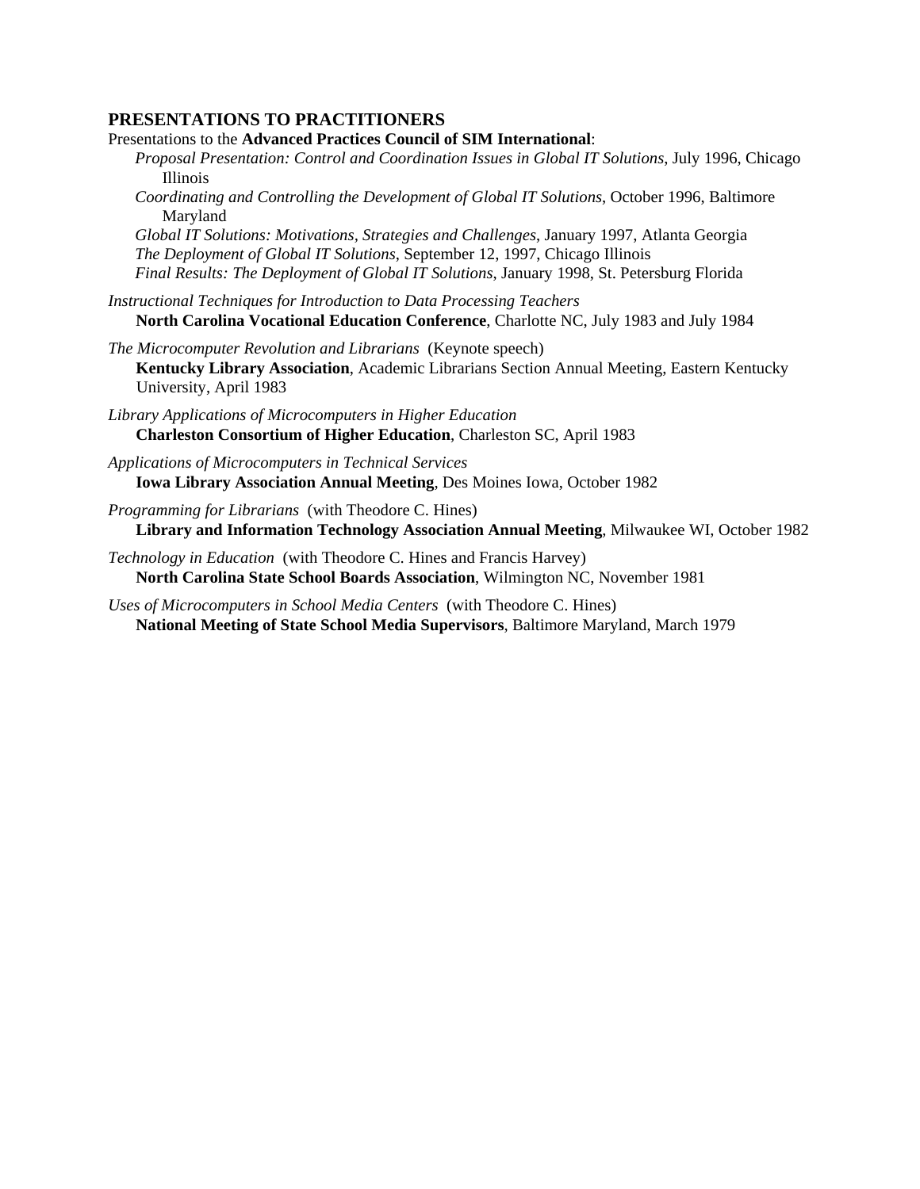## PRESENTATIONS TO PRACTITIONERS

Presentations to the **Advanced Practices Council of SIM International**:

- *Proposal Presentation: Control and Coordination Issues in Global IT Solutions*, July 1996, Chicago Illinois
- *Coordinating and Controlling the Development of Global IT Solutions*, October 1996, Baltimore Maryland
- *Global IT Solutions: Motivations, Strategies and Challenges*, January 1997, Atlanta Georgia
- *The Deployment of Global IT Solutions*, September 12, 1997, Chicago Illinois
- *Final Results: The Deployment of Global IT Solutions*, January 1998, St. Petersburg Florida

*Instructional Techniques for Introduction to Data Processing Teachers*
**North Carolina Vocational Education Conference**, Charlotte NC, July 1983 and July 1984

*The Microcomputer Revolution and Librarians* (Keynote speech)
**Kentucky Library Association**, Academic Librarians Section Annual Meeting, Eastern Kentucky University, April 1983

*Library Applications of Microcomputers in Higher Education*
**Charleston Consortium of Higher Education**, Charleston SC, April 1983

*Applications of Microcomputers in Technical Services*
**Iowa Library Association Annual Meeting**, Des Moines Iowa, October 1982

*Programming for Librarians* (with Theodore C. Hines)
**Library and Information Technology Association Annual Meeting**, Milwaukee WI, October 1982

*Technology in Education* (with Theodore C. Hines and Francis Harvey)
**North Carolina State School Boards Association**, Wilmington NC, November 1981

*Uses of Microcomputers in School Media Centers* (with Theodore C. Hines)
**National Meeting of State School Media Supervisors**, Baltimore Maryland, March 1979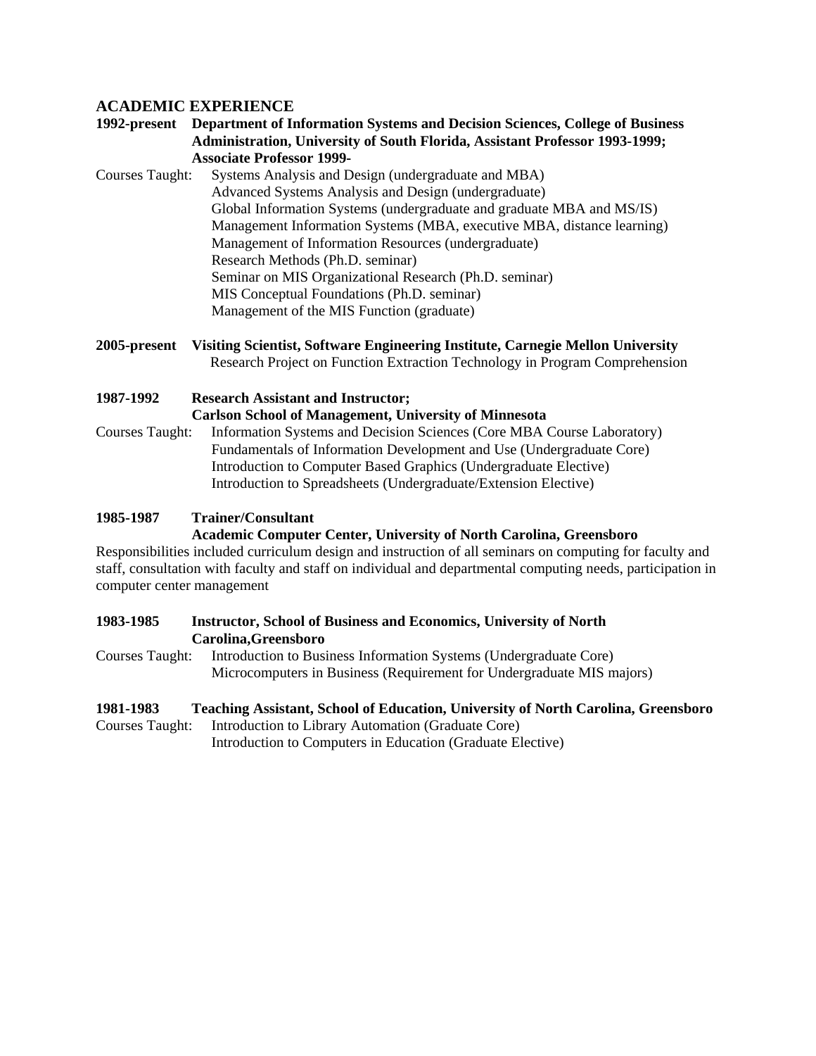## ACADEMIC EXPERIENCE

**1992-present Department of Information Systems and Decision Sciences, College of Business Administration, University of South Florida, Assistant Professor 1993-1999; Associate Professor 1999-**

Courses Taught:
- Systems Analysis and Design (undergraduate and MBA)
- Advanced Systems Analysis and Design (undergraduate)
- Global Information Systems (undergraduate and graduate MBA and MS/IS)
- Management Information Systems (MBA, executive MBA, distance learning)
- Management of Information Resources (undergraduate)
- Research Methods (Ph.D. seminar)
- Seminar on MIS Organizational Research (Ph.D. seminar)
- MIS Conceptual Foundations (Ph.D. seminar)
- Management of the MIS Function (graduate)

**2005-present Visiting Scientist, Software Engineering Institute, Carnegie Mellon University**

Research Project on Function Extraction Technology in Program Comprehension

**1987-1992 Research Assistant and Instructor; Carlson School of Management, University of Minnesota**

Courses Taught:
- Information Systems and Decision Sciences (Core MBA Course Laboratory)
- Fundamentals of Information Development and Use (Undergraduate Core)
- Introduction to Computer Based Graphics (Undergraduate Elective)
- Introduction to Spreadsheets (Undergraduate/Extension Elective)

**1985-1987 Trainer/Consultant**
**Academic Computer Center, University of North Carolina, Greensboro**

Responsibilities included curriculum design and instruction of all seminars on computing for faculty and staff, consultation with faculty and staff on individual and departmental computing needs, participation in computer center management

**1983-1985 Instructor, School of Business and Economics, University of North Carolina,Greensboro**

Courses Taught:
- Introduction to Business Information Systems (Undergraduate Core)
- Microcomputers in Business (Requirement for Undergraduate MIS majors)

**1981-1983 Teaching Assistant, School of Education, University of North Carolina, Greensboro**

Courses Taught:
- Introduction to Library Automation (Graduate Core)
- Introduction to Computers in Education (Graduate Elective)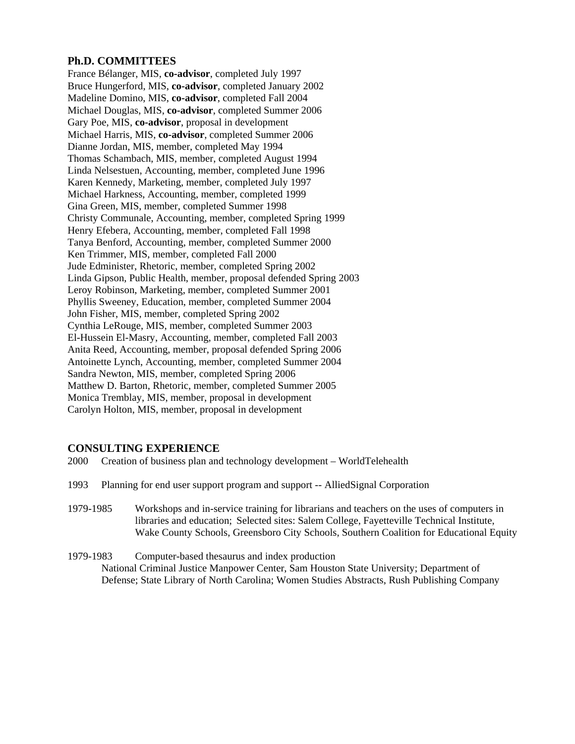## Ph.D. COMMITTEES

France Bélanger, MIS, **co-advisor**, completed July 1997
Bruce Hungerford, MIS, **co-advisor**, completed January 2002
Madeline Domino, MIS, **co-advisor**, completed Fall 2004
Michael Douglas, MIS, **co-advisor**, completed Summer 2006
Gary Poe, MIS, **co-advisor**, proposal in development
Michael Harris, MIS, **co-advisor**, completed Summer 2006
Dianne Jordan, MIS, member, completed May 1994
Thomas Schambach, MIS, member, completed August 1994
Linda Nelsestuen, Accounting, member, completed June 1996
Karen Kennedy, Marketing, member, completed July 1997
Michael Harkness, Accounting, member, completed 1999
Gina Green, MIS, member, completed Summer 1998
Christy Communale, Accounting, member, completed Spring 1999
Henry Efebera, Accounting, member, completed Fall 1998
Tanya Benford, Accounting, member, completed Summer 2000
Ken Trimmer, MIS, member, completed Fall 2000
Jude Edminister, Rhetoric, member, completed Spring 2002
Linda Gipson, Public Health, member, proposal defended Spring 2003
Leroy Robinson, Marketing, member, completed Summer 2001
Phyllis Sweeney, Education, member, completed Summer 2004
John Fisher, MIS, member, completed Spring 2002
Cynthia LeRouge, MIS, member, completed Summer 2003
El-Hussein El-Masry, Accounting, member, completed Fall 2003
Anita Reed, Accounting, member, proposal defended Spring 2006
Antoinette Lynch, Accounting, member, completed Summer 2004
Sandra Newton, MIS, member, completed Spring 2006
Matthew D. Barton, Rhetoric, member, completed Summer 2005
Monica Tremblay, MIS, member, proposal in development
Carolyn Holton, MIS, member, proposal in development

## CONSULTING EXPERIENCE

2000 Creation of business plan and technology development – WorldTelehealth

1993 Planning for end user support program and support -- AlliedSignal Corporation

1979-1985 Workshops and in-service training for librarians and teachers on the uses of computers in libraries and education; Selected sites: Salem College, Fayetteville Technical Institute, Wake County Schools, Greensboro City Schools, Southern Coalition for Educational Equity

1979-1983 Computer-based thesaurus and index production
National Criminal Justice Manpower Center, Sam Houston State University; Department of Defense; State Library of North Carolina; Women Studies Abstracts, Rush Publishing Company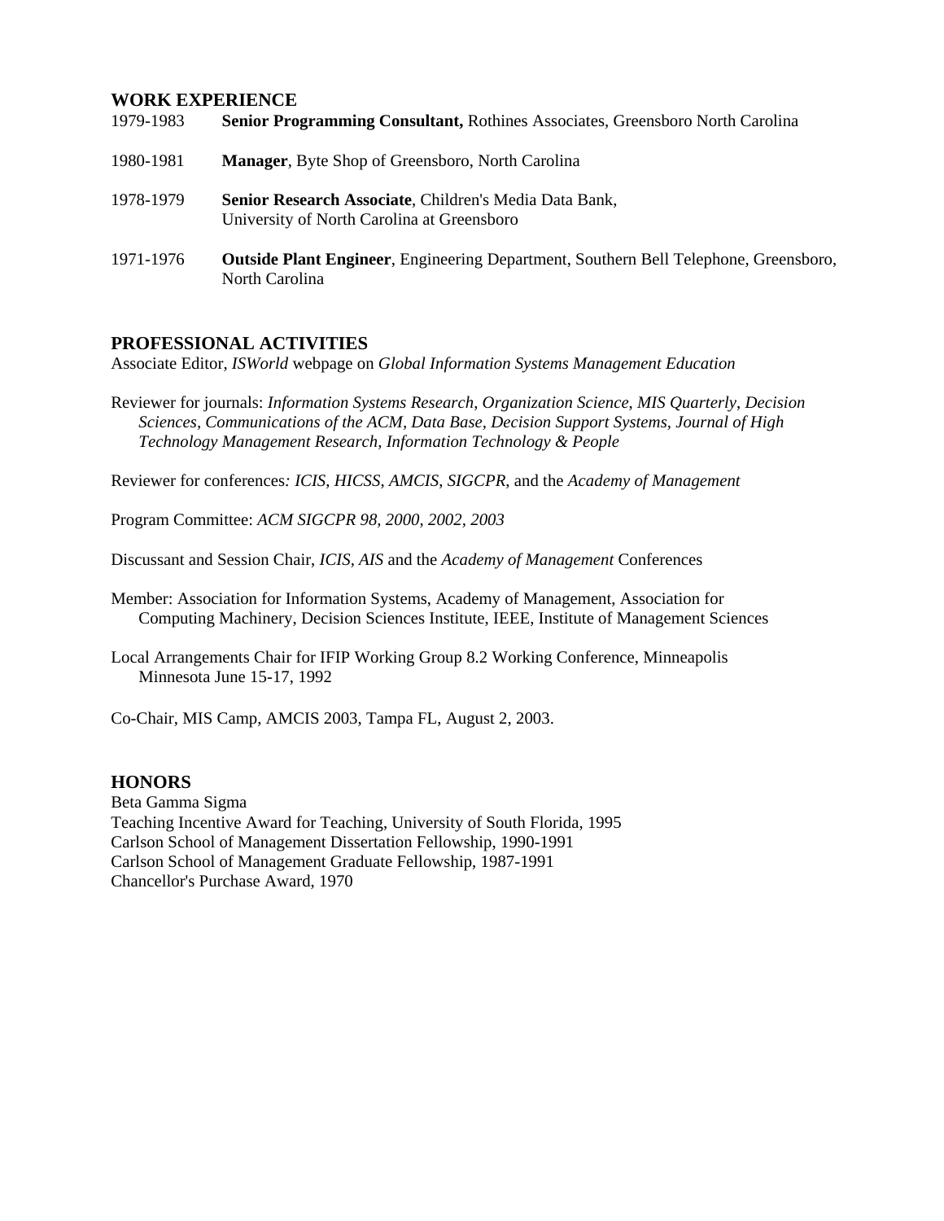## WORK EXPERIENCE

1979-1983 **Senior Programming Consultant,** Rothines Associates, Greensboro North Carolina

1980-1981 **Manager**, Byte Shop of Greensboro, North Carolina

1978-1979 **Senior Research Associate**, Children's Media Data Bank, University of North Carolina at Greensboro

1971-1976 **Outside Plant Engineer**, Engineering Department, Southern Bell Telephone, Greensboro, North Carolina

## PROFESSIONAL ACTIVITIES

Associate Editor, *ISWorld* webpage on *Global Information Systems Management Education*

Reviewer for journals: *Information Systems Research*, *Organization Science*, *MIS Quarterly*, *Decision Sciences, Communications of the ACM, Data Base, Decision Support Systems, Journal of High Technology Management Research, Information Technology & People*

Reviewer for conferences*: ICIS*, *HICSS*, *AMCIS*, *SIGCPR*, and the *Academy of Management*

Program Committee: *ACM SIGCPR 98, 2000, 2002, 2003*

Discussant and Session Chair, *ICIS, AIS* and the *Academy of Management* Conferences

Member: Association for Information Systems, Academy of Management, Association for Computing Machinery, Decision Sciences Institute, IEEE, Institute of Management Sciences

Local Arrangements Chair for IFIP Working Group 8.2 Working Conference, Minneapolis Minnesota June 15-17, 1992

Co-Chair, MIS Camp, AMCIS 2003, Tampa FL, August 2, 2003.

## HONORS

Beta Gamma Sigma
Teaching Incentive Award for Teaching, University of South Florida, 1995
Carlson School of Management Dissertation Fellowship, 1990-1991
Carlson School of Management Graduate Fellowship, 1987-1991
Chancellor's Purchase Award, 1970